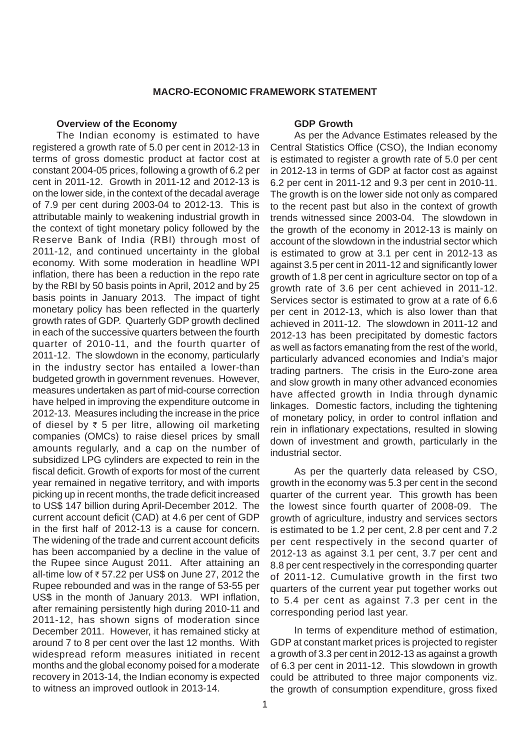# MACRO-ECONOMIC FRAMEWORK STATEMENT

## Overview of the Economy

The Indian economy is estimated to have registered a growth rate of 5.0 per cent in 2012-13 in terms of gross domestic product at factor cost at constant 2004-05 prices, following a growth of 6.2 per cent in 2011-12. Growth in 2011-12 and 2012-13 is on the lower side, in the context of the decadal average of 7.9 per cent during 2003-04 to 2012-13. This is attributable mainly to weakening industrial growth in the context of tight monetary policy followed by the Reserve Bank of India (RBI) through most of 2011-12, and continued uncertainty in the global economy. With some moderation in headline WPI inflation, there has been a reduction in the repo rate by the RBI by 50 basis points in April, 2012 and by 25 basis points in January 2013. The impact of tight monetary policy has been reflected in the quarterly growth rates of GDP. Quarterly GDP growth declined in each of the successive quarters between the fourth quarter of 2010-11, and the fourth quarter of 2011-12. The slowdown in the economy, particularly in the industry sector has entailed a lower-than budgeted growth in government revenues. However, measures undertaken as part of mid-course correction have helped in improving the expenditure outcome in 2012-13. Measures including the increase in the price of diesel by ₹ 5 per litre, allowing oil marketing companies (OMCs) to raise diesel prices by small amounts regularly, and a cap on the number of subsidized LPG cylinders are expected to rein in the fiscal deficit. Growth of exports for most of the current year remained in negative territory, and with imports picking up in recent months, the trade deficit increased to US$ 147 billion during April-December 2012. The current account deficit (CAD) at 4.6 per cent of GDP in the first half of 2012-13 is a cause for concern. The widening of the trade and current account deficits has been accompanied by a decline in the value of the Rupee since August 2011. After attaining an all-time low of ₹ 57.22 per US$ on June 27, 2012 the Rupee rebounded and was in the range of 53-55 per US$ in the month of January 2013. WPI inflation, after remaining persistently high during 2010-11 and 2011-12, has shown signs of moderation since December 2011. However, it has remained sticky at around 7 to 8 per cent over the last 12 months. With widespread reform measures initiated in recent months and the global economy poised for a moderate recovery in 2013-14, the Indian economy is expected to witness an improved outlook in 2013-14.

## GDP Growth

As per the Advance Estimates released by the Central Statistics Office (CSO), the Indian economy is estimated to register a growth rate of 5.0 per cent in 2012-13 in terms of GDP at factor cost as against 6.2 per cent in 2011-12 and 9.3 per cent in 2010-11. The growth is on the lower side not only as compared to the recent past but also in the context of growth trends witnessed since 2003-04. The slowdown in the growth of the economy in 2012-13 is mainly on account of the slowdown in the industrial sector which is estimated to grow at 3.1 per cent in 2012-13 as against 3.5 per cent in 2011-12 and significantly lower growth of 1.8 per cent in agriculture sector on top of a growth rate of 3.6 per cent achieved in 2011-12. Services sector is estimated to grow at a rate of 6.6 per cent in 2012-13, which is also lower than that achieved in 2011-12. The slowdown in 2011-12 and 2012-13 has been precipitated by domestic factors as well as factors emanating from the rest of the world, particularly advanced economies and India's major trading partners. The crisis in the Euro-zone area and slow growth in many other advanced economies have affected growth in India through dynamic linkages. Domestic factors, including the tightening of monetary policy, in order to control inflation and rein in inflationary expectations, resulted in slowing down of investment and growth, particularly in the industrial sector.

As per the quarterly data released by CSO, growth in the economy was 5.3 per cent in the second quarter of the current year. This growth has been the lowest since fourth quarter of 2008-09. The growth of agriculture, industry and services sectors is estimated to be 1.2 per cent, 2.8 per cent and 7.2 per cent respectively in the second quarter of 2012-13 as against 3.1 per cent, 3.7 per cent and 8.8 per cent respectively in the corresponding quarter of 2011-12. Cumulative growth in the first two quarters of the current year put together works out to 5.4 per cent as against 7.3 per cent in the corresponding period last year.

In terms of expenditure method of estimation, GDP at constant market prices is projected to register a growth of 3.3 per cent in 2012-13 as against a growth of 6.3 per cent in 2011-12. This slowdown in growth could be attributed to three major components viz. the growth of consumption expenditure, gross fixed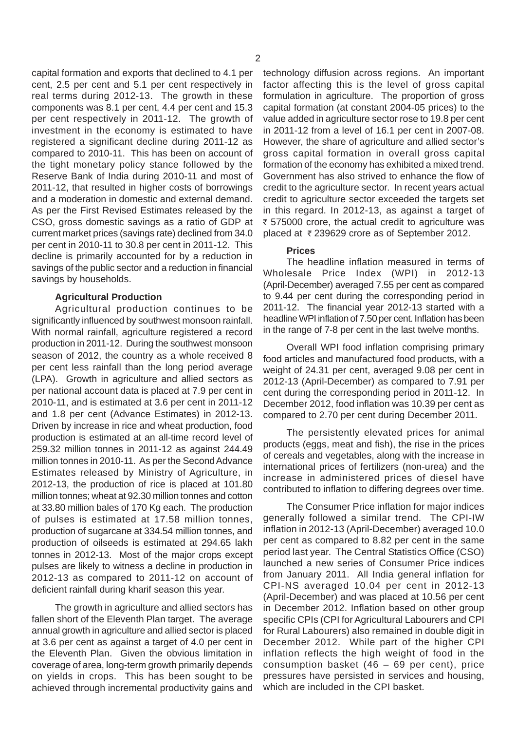capital formation and exports that declined to 4.1 per cent, 2.5 per cent and 5.1 per cent respectively in real terms during 2012-13. The growth in these components was 8.1 per cent, 4.4 per cent and 15.3 per cent respectively in 2011-12. The growth of investment in the economy is estimated to have registered a significant decline during 2011-12 as compared to 2010-11. This has been on account of the tight monetary policy stance followed by the Reserve Bank of India during 2010-11 and most of 2011-12, that resulted in higher costs of borrowings and a moderation in domestic and external demand. As per the First Revised Estimates released by the CSO, gross domestic savings as a ratio of GDP at current market prices (savings rate) declined from 34.0 per cent in 2010-11 to 30.8 per cent in 2011-12. This decline is primarily accounted for by a reduction in savings of the public sector and a reduction in financial savings by households.

**Agricultural Production**

Agricultural production continues to be significantly influenced by southwest monsoon rainfall. With normal rainfall, agriculture registered a record production in 2011-12. During the southwest monsoon season of 2012, the country as a whole received 8 per cent less rainfall than the long period average (LPA). Growth in agriculture and allied sectors as per national account data is placed at 7.9 per cent in 2010-11, and is estimated at 3.6 per cent in 2011-12 and 1.8 per cent (Advance Estimates) in 2012-13. Driven by increase in rice and wheat production, food production is estimated at an all-time record level of 259.32 million tonnes in 2011-12 as against 244.49 million tonnes in 2010-11. As per the Second Advance Estimates released by Ministry of Agriculture, in 2012-13, the production of rice is placed at 101.80 million tonnes; wheat at 92.30 million tonnes and cotton at 33.80 million bales of 170 Kg each. The production of pulses is estimated at 17.58 million tonnes, production of sugarcane at 334.54 million tonnes, and production of oilseeds is estimated at 294.65 lakh tonnes in 2012-13. Most of the major crops except pulses are likely to witness a decline in production in 2012-13 as compared to 2011-12 on account of deficient rainfall during kharif season this year.

The growth in agriculture and allied sectors has fallen short of the Eleventh Plan target. The average annual growth in agriculture and allied sector is placed at 3.6 per cent as against a target of 4.0 per cent in the Eleventh Plan. Given the obvious limitation in coverage of area, long-term growth primarily depends on yields in crops. This has been sought to be achieved through incremental productivity gains and technology diffusion across regions. An important factor affecting this is the level of gross capital formulation in agriculture. The proportion of gross capital formation (at constant 2004-05 prices) to the value added in agriculture sector rose to 19.8 per cent in 2011-12 from a level of 16.1 per cent in 2007-08. However, the share of agriculture and allied sector's gross capital formation in overall gross capital formation of the economy has exhibited a mixed trend. Government has also strived to enhance the flow of credit to the agriculture sector. In recent years actual credit to agriculture sector exceeded the targets set in this regard. In 2012-13, as against a target of ₹ 575000 crore, the actual credit to agriculture was placed at ₹ 239629 crore as of September 2012.

**Prices**

The headline inflation measured in terms of Wholesale Price Index (WPI) in 2012-13 (April-December) averaged 7.55 per cent as compared to 9.44 per cent during the corresponding period in 2011-12. The financial year 2012-13 started with a headline WPI inflation of 7.50 per cent. Inflation has been in the range of 7-8 per cent in the last twelve months.

Overall WPI food inflation comprising primary food articles and manufactured food products, with a weight of 24.31 per cent, averaged 9.08 per cent in 2012-13 (April-December) as compared to 7.91 per cent during the corresponding period in 2011-12. In December 2012, food inflation was 10.39 per cent as compared to 2.70 per cent during December 2011.

The persistently elevated prices for animal products (eggs, meat and fish), the rise in the prices of cereals and vegetables, along with the increase in international prices of fertilizers (non-urea) and the increase in administered prices of diesel have contributed to inflation to differing degrees over time.

The Consumer Price inflation for major indices generally followed a similar trend. The CPI-IW inflation in 2012-13 (April-December) averaged 10.0 per cent as compared to 8.82 per cent in the same period last year. The Central Statistics Office (CSO) launched a new series of Consumer Price indices from January 2011. All India general inflation for CPI-NS averaged 10.04 per cent in 2012-13 (April-December) and was placed at 10.56 per cent in December 2012. Inflation based on other group specific CPIs (CPI for Agricultural Labourers and CPI for Rural Labourers) also remained in double digit in December 2012. While part of the higher CPI inflation reflects the high weight of food in the consumption basket (46 – 69 per cent), price pressures have persisted in services and housing, which are included in the CPI basket.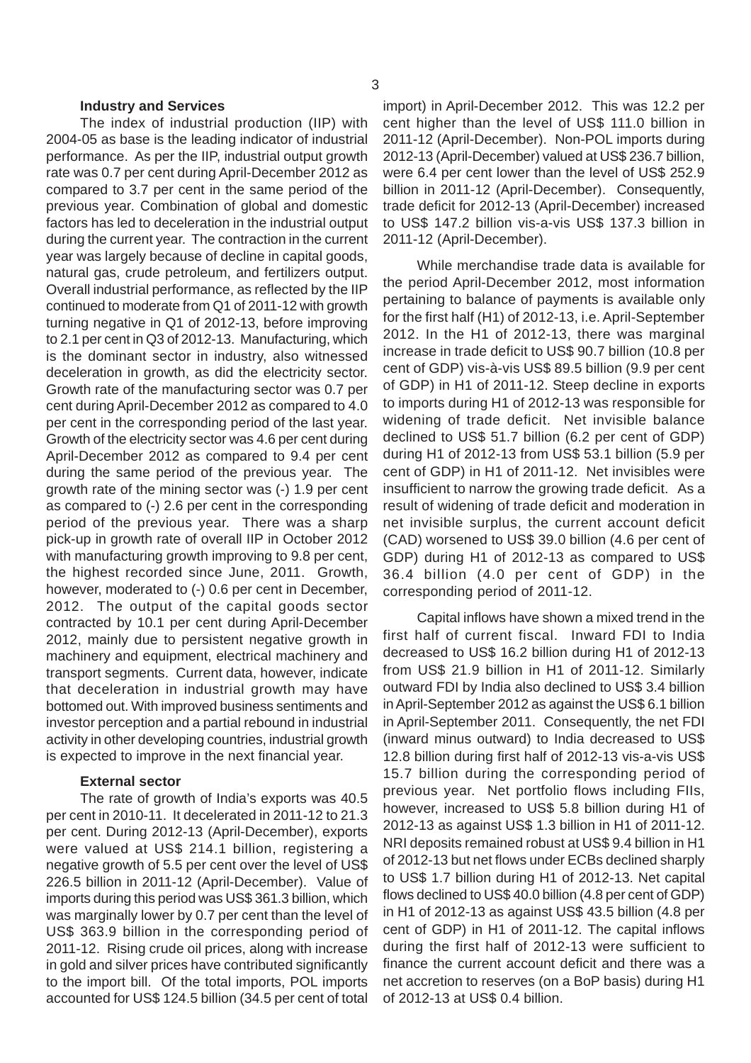### Industry and Services

The index of industrial production (IIP) with 2004-05 as base is the leading indicator of industrial performance. As per the IIP, industrial output growth rate was 0.7 per cent during April-December 2012 as compared to 3.7 per cent in the same period of the previous year. Combination of global and domestic factors has led to deceleration in the industrial output during the current year. The contraction in the current year was largely because of decline in capital goods, natural gas, crude petroleum, and fertilizers output. Overall industrial performance, as reflected by the IIP continued to moderate from Q1 of 2011-12 with growth turning negative in Q1 of 2012-13, before improving to 2.1 per cent in Q3 of 2012-13. Manufacturing, which is the dominant sector in industry, also witnessed deceleration in growth, as did the electricity sector. Growth rate of the manufacturing sector was 0.7 per cent during April-December 2012 as compared to 4.0 per cent in the corresponding period of the last year. Growth of the electricity sector was 4.6 per cent during April-December 2012 as compared to 9.4 per cent during the same period of the previous year. The growth rate of the mining sector was (-) 1.9 per cent as compared to (-) 2.6 per cent in the corresponding period of the previous year. There was a sharp pick-up in growth rate of overall IIP in October 2012 with manufacturing growth improving to 9.8 per cent, the highest recorded since June, 2011. Growth, however, moderated to (-) 0.6 per cent in December, 2012. The output of the capital goods sector contracted by 10.1 per cent during April-December 2012, mainly due to persistent negative growth in machinery and equipment, electrical machinery and transport segments. Current data, however, indicate that deceleration in industrial growth may have bottomed out. With improved business sentiments and investor perception and a partial rebound in industrial activity in other developing countries, industrial growth is expected to improve in the next financial year.

### External sector

The rate of growth of India's exports was 40.5 per cent in 2010-11. It decelerated in 2011-12 to 21.3 per cent. During 2012-13 (April-December), exports were valued at US$ 214.1 billion, registering a negative growth of 5.5 per cent over the level of US$ 226.5 billion in 2011-12 (April-December). Value of imports during this period was US$ 361.3 billion, which was marginally lower by 0.7 per cent than the level of US$ 363.9 billion in the corresponding period of 2011-12. Rising crude oil prices, along with increase in gold and silver prices have contributed significantly to the import bill. Of the total imports, POL imports accounted for US$ 124.5 billion (34.5 per cent of total import) in April-December 2012. This was 12.2 per cent higher than the level of US$ 111.0 billion in 2011-12 (April-December). Non-POL imports during 2012-13 (April-December) valued at US$ 236.7 billion, were 6.4 per cent lower than the level of US$ 252.9 billion in 2011-12 (April-December). Consequently, trade deficit for 2012-13 (April-December) increased to US$ 147.2 billion vis-a-vis US$ 137.3 billion in 2011-12 (April-December).

While merchandise trade data is available for the period April-December 2012, most information pertaining to balance of payments is available only for the first half (H1) of 2012-13, i.e. April-September 2012. In the H1 of 2012-13, there was marginal increase in trade deficit to US$ 90.7 billion (10.8 per cent of GDP) vis-à-vis US$ 89.5 billion (9.9 per cent of GDP) in H1 of 2011-12. Steep decline in exports to imports during H1 of 2012-13 was responsible for widening of trade deficit. Net invisible balance declined to US$ 51.7 billion (6.2 per cent of GDP) during H1 of 2012-13 from US$ 53.1 billion (5.9 per cent of GDP) in H1 of 2011-12. Net invisibles were insufficient to narrow the growing trade deficit. As a result of widening of trade deficit and moderation in net invisible surplus, the current account deficit (CAD) worsened to US$ 39.0 billion (4.6 per cent of GDP) during H1 of 2012-13 as compared to US$ 36.4 billion (4.0 per cent of GDP) in the corresponding period of 2011-12.

Capital inflows have shown a mixed trend in the first half of current fiscal. Inward FDI to India decreased to US$ 16.2 billion during H1 of 2012-13 from US$ 21.9 billion in H1 of 2011-12. Similarly outward FDI by India also declined to US$ 3.4 billion in April-September 2012 as against the US$ 6.1 billion in April-September 2011. Consequently, the net FDI (inward minus outward) to India decreased to US$ 12.8 billion during first half of 2012-13 vis-a-vis US$ 15.7 billion during the corresponding period of previous year. Net portfolio flows including FIIs, however, increased to US$ 5.8 billion during H1 of 2012-13 as against US$ 1.3 billion in H1 of 2011-12. NRI deposits remained robust at US$ 9.4 billion in H1 of 2012-13 but net flows under ECBs declined sharply to US$ 1.7 billion during H1 of 2012-13. Net capital flows declined to US$ 40.0 billion (4.8 per cent of GDP) in H1 of 2012-13 as against US$ 43.5 billion (4.8 per cent of GDP) in H1 of 2011-12. The capital inflows during the first half of 2012-13 were sufficient to finance the current account deficit and there was a net accretion to reserves (on a BoP basis) during H1 of 2012-13 at US$ 0.4 billion.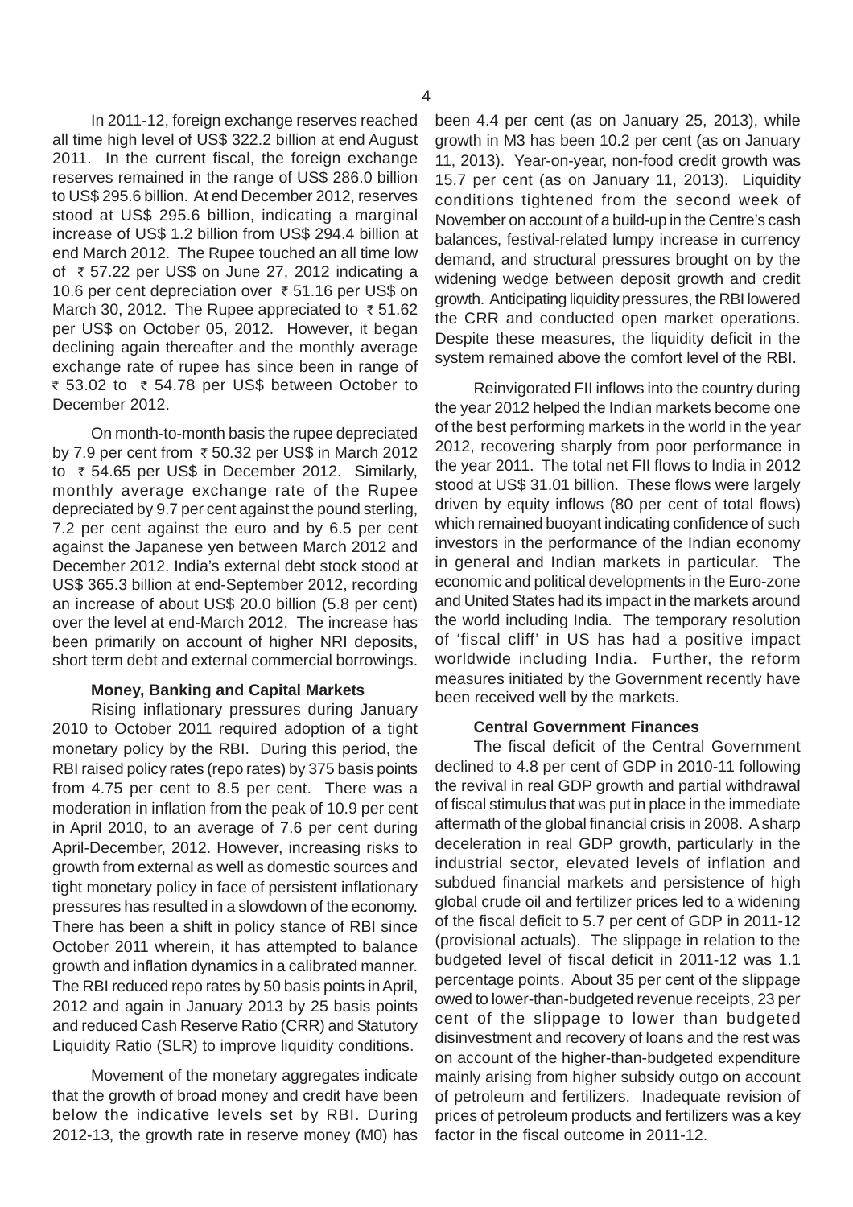In 2011-12, foreign exchange reserves reached all time high level of US$ 322.2 billion at end August 2011. In the current fiscal, the foreign exchange reserves remained in the range of US$ 286.0 billion to US$ 295.6 billion. At end December 2012, reserves stood at US$ 295.6 billion, indicating a marginal increase of US$ 1.2 billion from US$ 294.4 billion at end March 2012. The Rupee touched an all time low of ₹ 57.22 per US$ on June 27, 2012 indicating a 10.6 per cent depreciation over ₹ 51.16 per US$ on March 30, 2012. The Rupee appreciated to ₹ 51.62 per US$ on October 05, 2012. However, it began declining again thereafter and the monthly average exchange rate of rupee has since been in range of ₹ 53.02 to ₹ 54.78 per US$ between October to December 2012.

On month-to-month basis the rupee depreciated by 7.9 per cent from ₹ 50.32 per US$ in March 2012 to ₹ 54.65 per US$ in December 2012. Similarly, monthly average exchange rate of the Rupee depreciated by 9.7 per cent against the pound sterling, 7.2 per cent against the euro and by 6.5 per cent against the Japanese yen between March 2012 and December 2012. India's external debt stock stood at US$ 365.3 billion at end-September 2012, recording an increase of about US$ 20.0 billion (5.8 per cent) over the level at end-March 2012. The increase has been primarily on account of higher NRI deposits, short term debt and external commercial borrowings.

**Money, Banking and Capital Markets**

Rising inflationary pressures during January 2010 to October 2011 required adoption of a tight monetary policy by the RBI. During this period, the RBI raised policy rates (repo rates) by 375 basis points from 4.75 per cent to 8.5 per cent. There was a moderation in inflation from the peak of 10.9 per cent in April 2010, to an average of 7.6 per cent during April-December, 2012. However, increasing risks to growth from external as well as domestic sources and tight monetary policy in face of persistent inflationary pressures has resulted in a slowdown of the economy. There has been a shift in policy stance of RBI since October 2011 wherein, it has attempted to balance growth and inflation dynamics in a calibrated manner. The RBI reduced repo rates by 50 basis points in April, 2012 and again in January 2013 by 25 basis points and reduced Cash Reserve Ratio (CRR) and Statutory Liquidity Ratio (SLR) to improve liquidity conditions.

Movement of the monetary aggregates indicate that the growth of broad money and credit have been below the indicative levels set by RBI. During 2012-13, the growth rate in reserve money (M0) has been 4.4 per cent (as on January 25, 2013), while growth in M3 has been 10.2 per cent (as on January 11, 2013). Year-on-year, non-food credit growth was 15.7 per cent (as on January 11, 2013). Liquidity conditions tightened from the second week of November on account of a build-up in the Centre's cash balances, festival-related lumpy increase in currency demand, and structural pressures brought on by the widening wedge between deposit growth and credit growth. Anticipating liquidity pressures, the RBI lowered the CRR and conducted open market operations. Despite these measures, the liquidity deficit in the system remained above the comfort level of the RBI.

Reinvigorated FII inflows into the country during the year 2012 helped the Indian markets become one of the best performing markets in the world in the year 2012, recovering sharply from poor performance in the year 2011. The total net FII flows to India in 2012 stood at US$ 31.01 billion. These flows were largely driven by equity inflows (80 per cent of total flows) which remained buoyant indicating confidence of such investors in the performance of the Indian economy in general and Indian markets in particular. The economic and political developments in the Euro-zone and United States had its impact in the markets around the world including India. The temporary resolution of 'fiscal cliff' in US has had a positive impact worldwide including India. Further, the reform measures initiated by the Government recently have been received well by the markets.

**Central Government Finances**

The fiscal deficit of the Central Government declined to 4.8 per cent of GDP in 2010-11 following the revival in real GDP growth and partial withdrawal of fiscal stimulus that was put in place in the immediate aftermath of the global financial crisis in 2008. A sharp deceleration in real GDP growth, particularly in the industrial sector, elevated levels of inflation and subdued financial markets and persistence of high global crude oil and fertilizer prices led to a widening of the fiscal deficit to 5.7 per cent of GDP in 2011-12 (provisional actuals). The slippage in relation to the budgeted level of fiscal deficit in 2011-12 was 1.1 percentage points. About 35 per cent of the slippage owed to lower-than-budgeted revenue receipts, 23 per cent of the slippage to lower than budgeted disinvestment and recovery of loans and the rest was on account of the higher-than-budgeted expenditure mainly arising from higher subsidy outgo on account of petroleum and fertilizers. Inadequate revision of prices of petroleum products and fertilizers was a key factor in the fiscal outcome in 2011-12.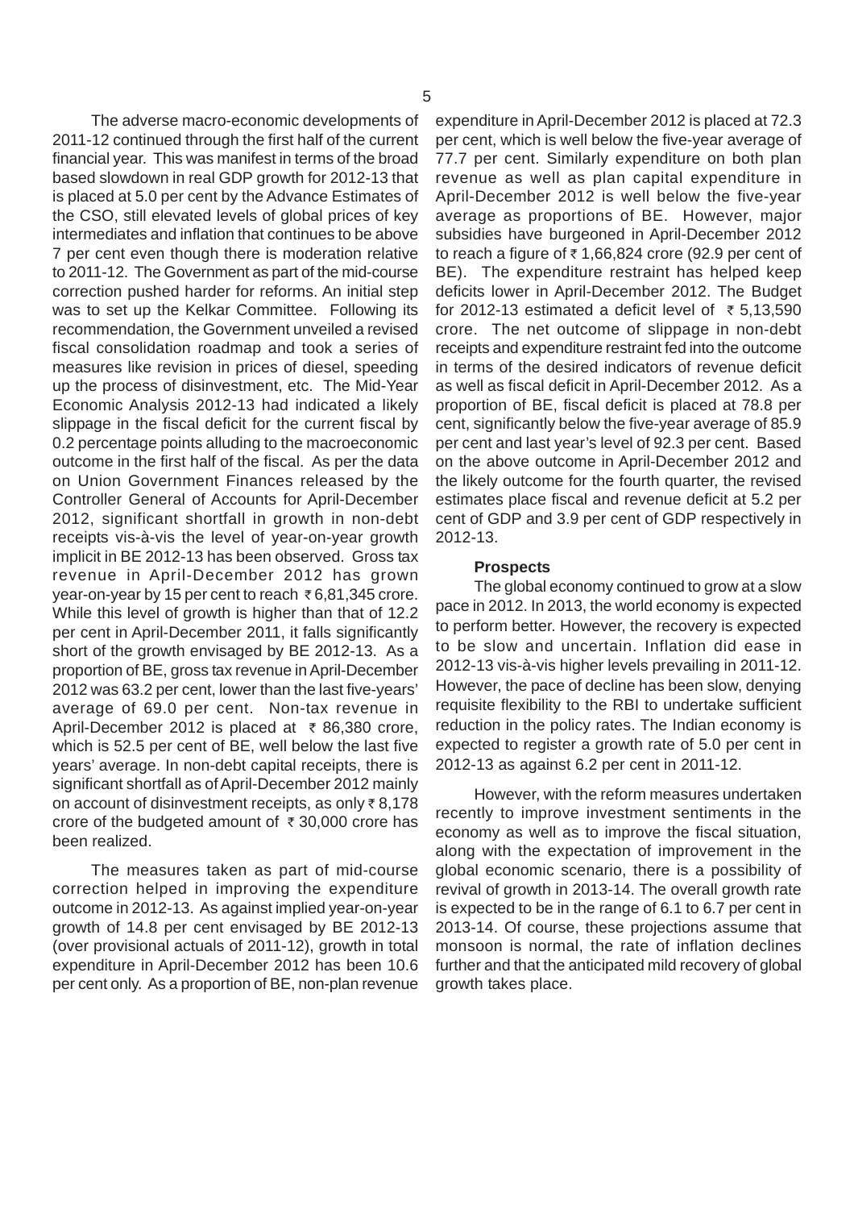The adverse macro-economic developments of 2011-12 continued through the first half of the current financial year. This was manifest in terms of the broad based slowdown in real GDP growth for 2012-13 that is placed at 5.0 per cent by the Advance Estimates of the CSO, still elevated levels of global prices of key intermediates and inflation that continues to be above 7 per cent even though there is moderation relative to 2011-12. The Government as part of the mid-course correction pushed harder for reforms. An initial step was to set up the Kelkar Committee. Following its recommendation, the Government unveiled a revised fiscal consolidation roadmap and took a series of measures like revision in prices of diesel, speeding up the process of disinvestment, etc. The Mid-Year Economic Analysis 2012-13 had indicated a likely slippage in the fiscal deficit for the current fiscal by 0.2 percentage points alluding to the macroeconomic outcome in the first half of the fiscal. As per the data on Union Government Finances released by the Controller General of Accounts for April-December 2012, significant shortfall in growth in non-debt receipts vis-à-vis the level of year-on-year growth implicit in BE 2012-13 has been observed. Gross tax revenue in April-December 2012 has grown year-on-year by 15 per cent to reach ₹ 6,81,345 crore. While this level of growth is higher than that of 12.2 per cent in April-December 2011, it falls significantly short of the growth envisaged by BE 2012-13. As a proportion of BE, gross tax revenue in April-December 2012 was 63.2 per cent, lower than the last five-years' average of 69.0 per cent. Non-tax revenue in April-December 2012 is placed at ₹ 86,380 crore, which is 52.5 per cent of BE, well below the last five years' average. In non-debt capital receipts, there is significant shortfall as of April-December 2012 mainly on account of disinvestment receipts, as only ₹ 8,178 crore of the budgeted amount of ₹ 30,000 crore has been realized.

The measures taken as part of mid-course correction helped in improving the expenditure outcome in 2012-13. As against implied year-on-year growth of 14.8 per cent envisaged by BE 2012-13 (over provisional actuals of 2011-12), growth in total expenditure in April-December 2012 has been 10.6 per cent only. As a proportion of BE, non-plan revenue expenditure in April-December 2012 is placed at 72.3 per cent, which is well below the five-year average of 77.7 per cent. Similarly expenditure on both plan revenue as well as plan capital expenditure in April-December 2012 is well below the five-year average as proportions of BE. However, major subsidies have burgeoned in April-December 2012 to reach a figure of ₹ 1,66,824 crore (92.9 per cent of BE). The expenditure restraint has helped keep deficits lower in April-December 2012. The Budget for 2012-13 estimated a deficit level of ₹ 5,13,590 crore. The net outcome of slippage in non-debt receipts and expenditure restraint fed into the outcome in terms of the desired indicators of revenue deficit as well as fiscal deficit in April-December 2012. As a proportion of BE, fiscal deficit is placed at 78.8 per cent, significantly below the five-year average of 85.9 per cent and last year's level of 92.3 per cent. Based on the above outcome in April-December 2012 and the likely outcome for the fourth quarter, the revised estimates place fiscal and revenue deficit at 5.2 per cent of GDP and 3.9 per cent of GDP respectively in 2012-13.

**Prospects**

The global economy continued to grow at a slow pace in 2012. In 2013, the world economy is expected to perform better. However, the recovery is expected to be slow and uncertain. Inflation did ease in 2012-13 vis-à-vis higher levels prevailing in 2011-12. However, the pace of decline has been slow, denying requisite flexibility to the RBI to undertake sufficient reduction in the policy rates. The Indian economy is expected to register a growth rate of 5.0 per cent in 2012-13 as against 6.2 per cent in 2011-12.

However, with the reform measures undertaken recently to improve investment sentiments in the economy as well as to improve the fiscal situation, along with the expectation of improvement in the global economic scenario, there is a possibility of revival of growth in 2013-14. The overall growth rate is expected to be in the range of 6.1 to 6.7 per cent in 2013-14. Of course, these projections assume that monsoon is normal, the rate of inflation declines further and that the anticipated mild recovery of global growth takes place.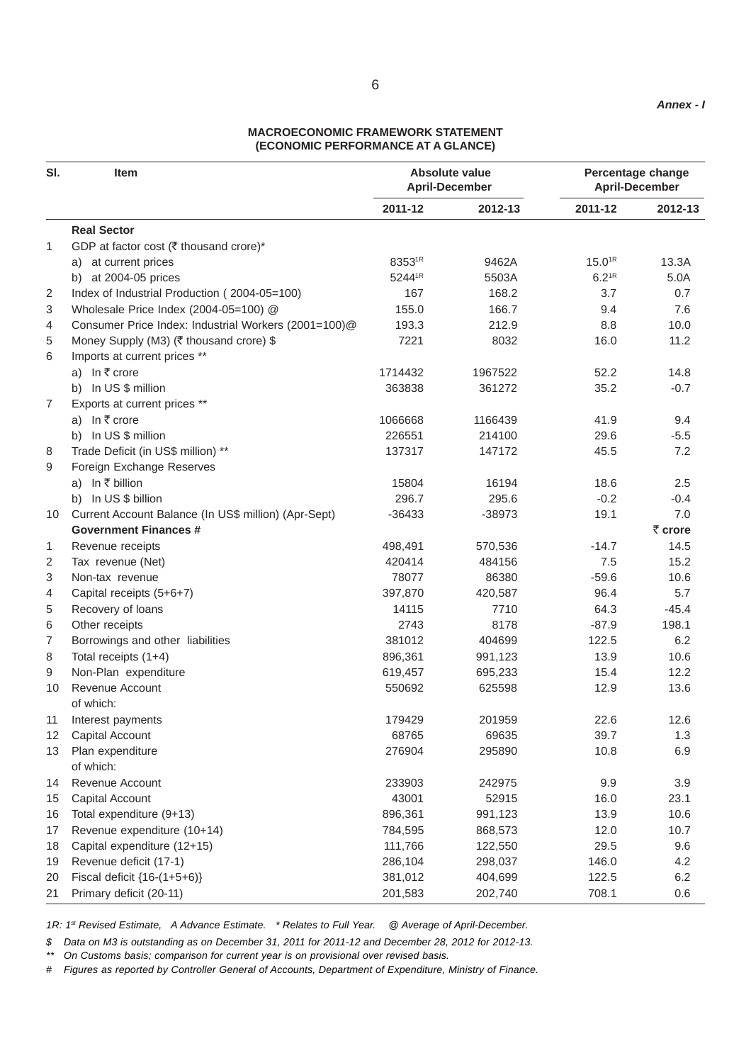*Annex - I*

## MACROECONOMIC FRAMEWORK STATEMENT
## (ECONOMIC PERFORMANCE AT A GLANCE)

| Sl. | Item | Absolute value April-December | | Percentage change April-December | |
|---|---|---|---|---|---|
| | | 2011-12 | 2012-13 | 2011-12 | 2012-13 |
| | **Real Sector** | | | | |
| 1 | GDP at factor cost (₹ thousand crore)* | | | | |
| | a) at current prices | 8353[1R] | 9462A | 15.0[1R] | 13.3A |
| | b) at 2004-05 prices | 5244[1R] | 5503A | 6.2[1R] | 5.0A |
| 2 | Index of Industrial Production ( 2004-05=100) | 167 | 168.2 | 3.7 | 0.7 |
| 3 | Wholesale Price Index (2004-05=100) @ | 155.0 | 166.7 | 9.4 | 7.6 |
| 4 | Consumer Price Index: Industrial Workers (2001=100)@ | 193.3 | 212.9 | 8.8 | 10.0 |
| 5 | Money Supply (M3) (₹ thousand crore) $ | 7221 | 8032 | 16.0 | 11.2 |
| 6 | Imports at current prices ** | | | | |
| | a) In ₹ crore | 1714432 | 1967522 | 52.2 | 14.8 |
| | b) In US $ million | 363838 | 361272 | 35.2 | -0.7 |
| 7 | Exports at current prices ** | | | | |
| | a) In ₹ crore | 1066668 | 1166439 | 41.9 | 9.4 |
| | b) In US $ million | 226551 | 214100 | 29.6 | -5.5 |
| 8 | Trade Deficit (in US$ million) ** | 137317 | 147172 | 45.5 | 7.2 |
| 9 | Foreign Exchange Reserves | | | | |
| | a) In ₹ billion | 15804 | 16194 | 18.6 | 2.5 |
| | b) In US $ billion | 296.7 | 295.6 | -0.2 | -0.4 |
| 10 | Current Account Balance (In US$ million) (Apr-Sept) | -36433 | -38973 | 19.1 | 7.0 |
| | **Government Finances #** | | | | **₹ crore** |
| 1 | Revenue receipts | 498,491 | 570,536 | -14.7 | 14.5 |
| 2 | Tax revenue (Net) | 420414 | 484156 | 7.5 | 15.2 |
| 3 | Non-tax revenue | 78077 | 86380 | -59.6 | 10.6 |
| 4 | Capital receipts (5+6+7) | 397,870 | 420,587 | 96.4 | 5.7 |
| 5 | Recovery of loans | 14115 | 7710 | 64.3 | -45.4 |
| 6 | Other receipts | 2743 | 8178 | -87.9 | 198.1 |
| 7 | Borrowings and other liabilities | 381012 | 404699 | 122.5 | 6.2 |
| 8 | Total receipts (1+4) | 896,361 | 991,123 | 13.9 | 10.6 |
| 9 | Non-Plan expenditure | 619,457 | 695,233 | 15.4 | 12.2 |
| 10 | Revenue Account<br>of which: | 550692 | 625598 | 12.9 | 13.6 |
| 11 | Interest payments | 179429 | 201959 | 22.6 | 12.6 |
| 12 | Capital Account | 68765 | 69635 | 39.7 | 1.3 |
| 13 | Plan expenditure<br>of which: | 276904 | 295890 | 10.8 | 6.9 |
| 14 | Revenue Account | 233903 | 242975 | 9.9 | 3.9 |
| 15 | Capital Account | 43001 | 52915 | 16.0 | 23.1 |
| 16 | Total expenditure (9+13) | 896,361 | 991,123 | 13.9 | 10.6 |
| 17 | Revenue expenditure (10+14) | 784,595 | 868,573 | 12.0 | 10.7 |
| 18 | Capital expenditure (12+15) | 111,766 | 122,550 | 29.5 | 9.6 |
| 19 | Revenue deficit (17-1) | 286,104 | 298,037 | 146.0 | 4.2 |
| 20 | Fiscal deficit {16-(1+5+6)} | 381,012 | 404,699 | 122.5 | 6.2 |
| 21 | Primary deficit (20-11) | 201,583 | 202,740 | 708.1 | 0.6 |

*1R: 1st Revised Estimate, A Advance Estimate. * Relates to Full Year. @ Average of April-December.*

*$ Data on M3 is outstanding as on December 31, 2011 for 2011-12 and December 28, 2012 for 2012-13.*

*** On Customs basis; comparison for current year is on provisional over revised basis.*

*# Figures as reported by Controller General of Accounts, Department of Expenditure, Ministry of Finance.*